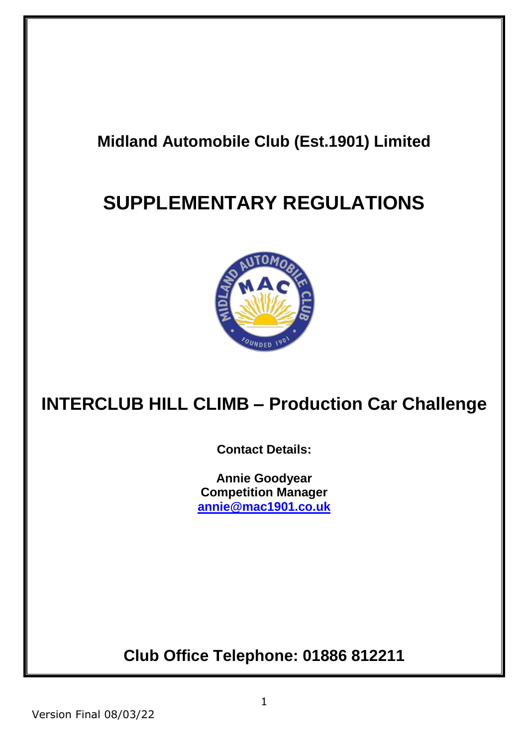**Midland Automobile Club (Est.1901) Limited**

# SUPPLEMENTARY REGULATIONS

## INTERCLUB HILL CLIMB – Production Car Challenge

**Contact Details:**

**Annie Goodyear**
**Competition Manager**
**[annie@mac1901.co.uk](mailto:annie@mac1901.co.uk)**

## Club Office Telephone: 01886 812211

Version Final 08/03/22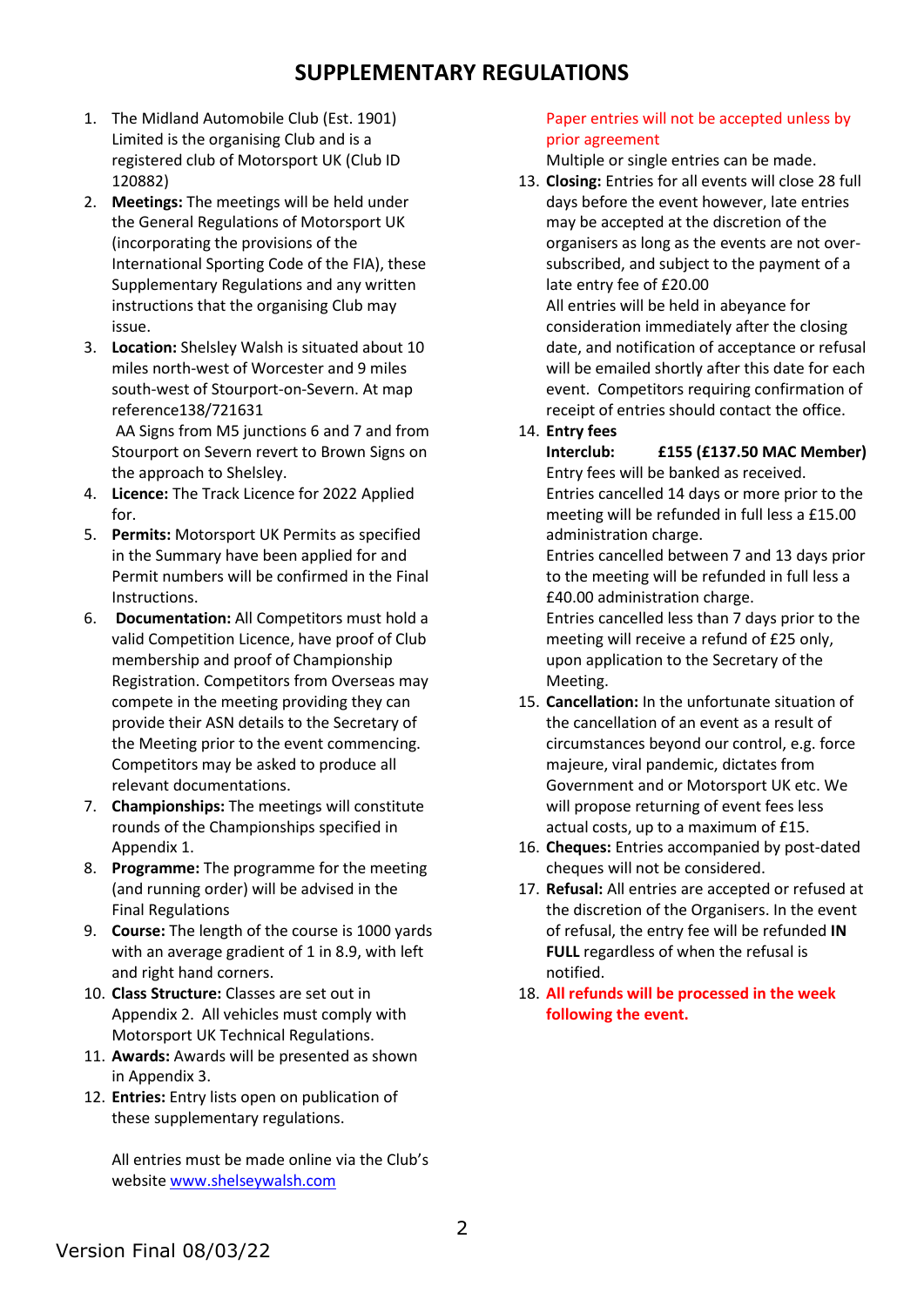# SUPPLEMENTARY REGULATIONS

1. The Midland Automobile Club (Est. 1901) Limited is the organising Club and is a registered club of Motorsport UK (Club ID 120882)
2. **Meetings:** The meetings will be held under the General Regulations of Motorsport UK (incorporating the provisions of the International Sporting Code of the FIA), these Supplementary Regulations and any written instructions that the organising Club may issue.
3. **Location:** Shelsley Walsh is situated about 10 miles north-west of Worcester and 9 miles south-west of Stourport-on-Severn. At map reference138/721631

   AA Signs from M5 junctions 6 and 7 and from Stourport on Severn revert to Brown Signs on the approach to Shelsley.
4. **Licence:** The Track Licence for 2022 Applied for.
5. **Permits:** Motorsport UK Permits as specified in the Summary have been applied for and Permit numbers will be confirmed in the Final Instructions.
6. **Documentation:** All Competitors must hold a valid Competition Licence, have proof of Club membership and proof of Championship Registration. Competitors from Overseas may compete in the meeting providing they can provide their ASN details to the Secretary of the Meeting prior to the event commencing. Competitors may be asked to produce all relevant documentations.
7. **Championships:** The meetings will constitute rounds of the Championships specified in Appendix 1.
8. **Programme:** The programme for the meeting (and running order) will be advised in the Final Regulations
9. **Course:** The length of the course is 1000 yards with an average gradient of 1 in 8.9, with left and right hand corners.
10. **Class Structure:** Classes are set out in Appendix 2. All vehicles must comply with Motorsport UK Technical Regulations.
11. **Awards:** Awards will be presented as shown in Appendix 3.
12. **Entries:** Entry lists open on publication of these supplementary regulations.

    All entries must be made online via the Club's website [www.shelseywalsh.com](http://www.shelseywalsh.com)

    Paper entries will not be accepted unless by prior agreement

    Multiple or single entries can be made.
13. **Closing:** Entries for all events will close 28 full days before the event however, late entries may be accepted at the discretion of the organisers as long as the events are not over-subscribed, and subject to the payment of a late entry fee of £20.00

    All entries will be held in abeyance for consideration immediately after the closing date, and notification of acceptance or refusal will be emailed shortly after this date for each event. Competitors requiring confirmation of receipt of entries should contact the office.
14. **Entry fees**

    **Interclub: £155 (£137.50 MAC Member)**

    Entry fees will be banked as received.

    Entries cancelled 14 days or more prior to the meeting will be refunded in full less a £15.00 administration charge.

    Entries cancelled between 7 and 13 days prior to the meeting will be refunded in full less a £40.00 administration charge.

    Entries cancelled less than 7 days prior to the meeting will receive a refund of £25 only, upon application to the Secretary of the Meeting.
15. **Cancellation:** In the unfortunate situation of the cancellation of an event as a result of circumstances beyond our control, e.g. force majeure, viral pandemic, dictates from Government and or Motorsport UK etc. We will propose returning of event fees less actual costs, up to a maximum of £15.
16. **Cheques:** Entries accompanied by post-dated cheques will not be considered.
17. **Refusal:** All entries are accepted or refused at the discretion of the Organisers. In the event of refusal, the entry fee will be refunded **IN FULL** regardless of when the refusal is notified.
18. **All refunds will be processed in the week following the event.**

Version Final 08/03/22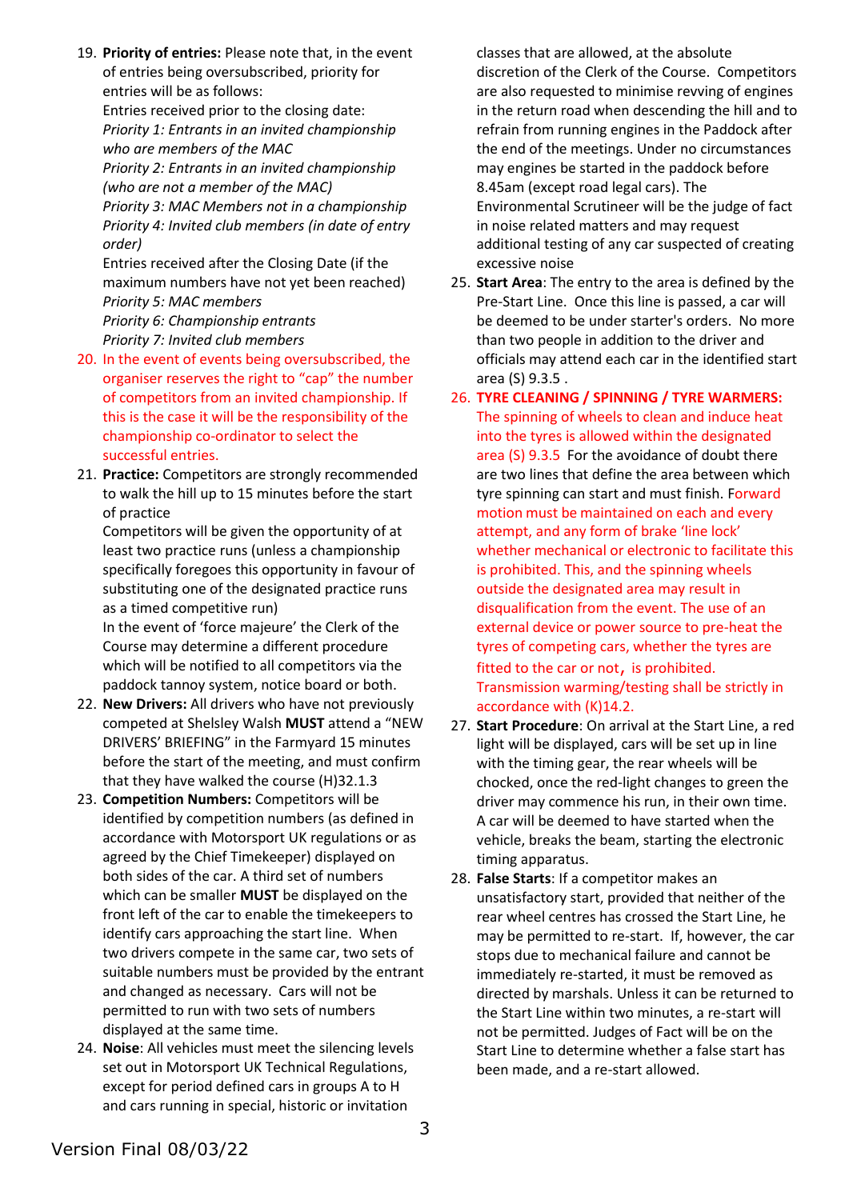19. **Priority of entries:** Please note that, in the event of entries being oversubscribed, priority for entries will be as follows:
    Entries received prior to the closing date:
    *Priority 1: Entrants in an invited championship who are members of the MAC*
    *Priority 2: Entrants in an invited championship (who are not a member of the MAC)*
    *Priority 3: MAC Members not in a championship*
    *Priority 4: Invited club members (in date of entry order)*
    Entries received after the Closing Date (if the maximum numbers have not yet been reached)
    *Priority 5: MAC members*
    *Priority 6: Championship entrants*
    *Priority 7: Invited club members*
20. In the event of events being oversubscribed, the organiser reserves the right to "cap" the number of competitors from an invited championship. If this is the case it will be the responsibility of the championship co-ordinator to select the successful entries.
21. **Practice:** Competitors are strongly recommended to walk the hill up to 15 minutes before the start of practice
    Competitors will be given the opportunity of at least two practice runs (unless a championship specifically foregoes this opportunity in favour of substituting one of the designated practice runs as a timed competitive run)
    In the event of 'force majeure' the Clerk of the Course may determine a different procedure which will be notified to all competitors via the paddock tannoy system, notice board or both.
22. **New Drivers:** All drivers who have not previously competed at Shelsley Walsh **MUST** attend a "NEW DRIVERS' BRIEFING" in the Farmyard 15 minutes before the start of the meeting, and must confirm that they have walked the course (H)32.1.3
23. **Competition Numbers:** Competitors will be identified by competition numbers (as defined in accordance with Motorsport UK regulations or as agreed by the Chief Timekeeper) displayed on both sides of the car. A third set of numbers which can be smaller **MUST** be displayed on the front left of the car to enable the timekeepers to identify cars approaching the start line. When two drivers compete in the same car, two sets of suitable numbers must be provided by the entrant and changed as necessary. Cars will not be permitted to run with two sets of numbers displayed at the same time.
24. **Noise**: All vehicles must meet the silencing levels set out in Motorsport UK Technical Regulations, except for period defined cars in groups A to H and cars running in special, historic or invitation classes that are allowed, at the absolute discretion of the Clerk of the Course. Competitors are also requested to minimise revving of engines in the return road when descending the hill and to refrain from running engines in the Paddock after the end of the meetings. Under no circumstances may engines be started in the paddock before 8.45am (except road legal cars). The Environmental Scrutineer will be the judge of fact in noise related matters and may request additional testing of any car suspected of creating excessive noise
25. **Start Area**: The entry to the area is defined by the Pre-Start Line. Once this line is passed, a car will be deemed to be under starter's orders. No more than two people in addition to the driver and officials may attend each car in the identified start area (S) 9.3.5 .
26. **TYRE CLEANING / SPINNING / TYRE WARMERS:** The spinning of wheels to clean and induce heat into the tyres is allowed within the designated area (S) 9.3.5 For the avoidance of doubt there are two lines that define the area between which tyre spinning can start and must finish. Forward motion must be maintained on each and every attempt, and any form of brake 'line lock' whether mechanical or electronic to facilitate this is prohibited. This, and the spinning wheels outside the designated area may result in disqualification from the event. The use of an external device or power source to pre-heat the tyres of competing cars, whether the tyres are fitted to the car or not, is prohibited. Transmission warming/testing shall be strictly in accordance with (K)14.2.
27. **Start Procedure**: On arrival at the Start Line, a red light will be displayed, cars will be set up in line with the timing gear, the rear wheels will be chocked, once the red-light changes to green the driver may commence his run, in their own time. A car will be deemed to have started when the vehicle, breaks the beam, starting the electronic timing apparatus.
28. **False Starts**: If a competitor makes an unsatisfactory start, provided that neither of the rear wheel centres has crossed the Start Line, he may be permitted to re-start. If, however, the car stops due to mechanical failure and cannot be immediately re-started, it must be removed as directed by marshals. Unless it can be returned to the Start Line within two minutes, a re-start will not be permitted. Judges of Fact will be on the Start Line to determine whether a false start has been made, and a re-start allowed.

Version Final 08/03/22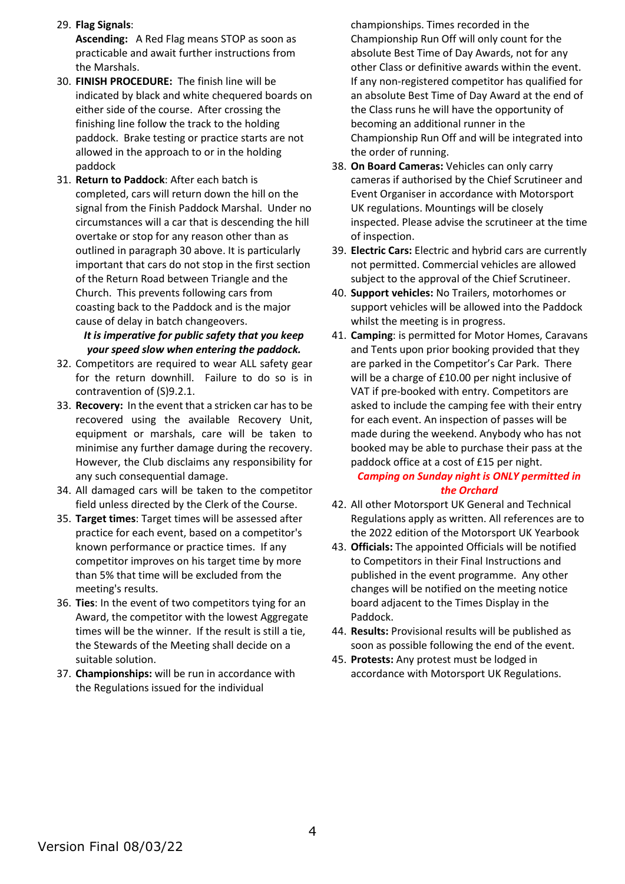29. **Flag Signals**:
    **Ascending:** A Red Flag means STOP as soon as practicable and await further instructions from the Marshals.
30. **FINISH PROCEDURE:** The finish line will be indicated by black and white chequered boards on either side of the course. After crossing the finishing line follow the track to the holding paddock. Brake testing or practice starts are not allowed in the approach to or in the holding paddock
31. **Return to Paddock**: After each batch is completed, cars will return down the hill on the signal from the Finish Paddock Marshal. Under no circumstances will a car that is descending the hill overtake or stop for any reason other than as outlined in paragraph 30 above. It is particularly important that cars do not stop in the first section of the Return Road between Triangle and the Church. This prevents following cars from coasting back to the Paddock and is the major cause of delay in batch changeovers.

    ***It is imperative for public safety that you keep your speed slow when entering the paddock.***
32. Competitors are required to wear ALL safety gear for the return downhill. Failure to do so is in contravention of (S)9.2.1.
33. **Recovery:** In the event that a stricken car has to be recovered using the available Recovery Unit, equipment or marshals, care will be taken to minimise any further damage during the recovery. However, the Club disclaims any responsibility for any such consequential damage.
34. All damaged cars will be taken to the competitor field unless directed by the Clerk of the Course.
35. **Target times**: Target times will be assessed after practice for each event, based on a competitor's known performance or practice times. If any competitor improves on his target time by more than 5% that time will be excluded from the meeting's results.
36. **Ties**: In the event of two competitors tying for an Award, the competitor with the lowest Aggregate times will be the winner. If the result is still a tie, the Stewards of the Meeting shall decide on a suitable solution.
37. **Championships:** will be run in accordance with the Regulations issued for the individual championships. Times recorded in the Championship Run Off will only count for the absolute Best Time of Day Awards, not for any other Class or definitive awards within the event. If any non-registered competitor has qualified for an absolute Best Time of Day Award at the end of the Class runs he will have the opportunity of becoming an additional runner in the Championship Run Off and will be integrated into the order of running.
38. **On Board Cameras:** Vehicles can only carry cameras if authorised by the Chief Scrutineer and Event Organiser in accordance with Motorsport UK regulations. Mountings will be closely inspected. Please advise the scrutineer at the time of inspection.
39. **Electric Cars:** Electric and hybrid cars are currently not permitted. Commercial vehicles are allowed subject to the approval of the Chief Scrutineer.
40. **Support vehicles:** No Trailers, motorhomes or support vehicles will be allowed into the Paddock whilst the meeting is in progress.
41. **Camping**: is permitted for Motor Homes, Caravans and Tents upon prior booking provided that they are parked in the Competitor's Car Park. There will be a charge of £10.00 per night inclusive of VAT if pre-booked with entry. Competitors are asked to include the camping fee with their entry for each event. An inspection of passes will be made during the weekend. Anybody who has not booked may be able to purchase their pass at the paddock office at a cost of £15 per night.

    ***Camping on Sunday night is ONLY permitted in the Orchard***
42. All other Motorsport UK General and Technical Regulations apply as written. All references are to the 2022 edition of the Motorsport UK Yearbook
43. **Officials:** The appointed Officials will be notified to Competitors in their Final Instructions and published in the event programme. Any other changes will be notified on the meeting notice board adjacent to the Times Display in the Paddock.
44. **Results:** Provisional results will be published as soon as possible following the end of the event.
45. **Protests:** Any protest must be lodged in accordance with Motorsport UK Regulations.

Version Final 08/03/22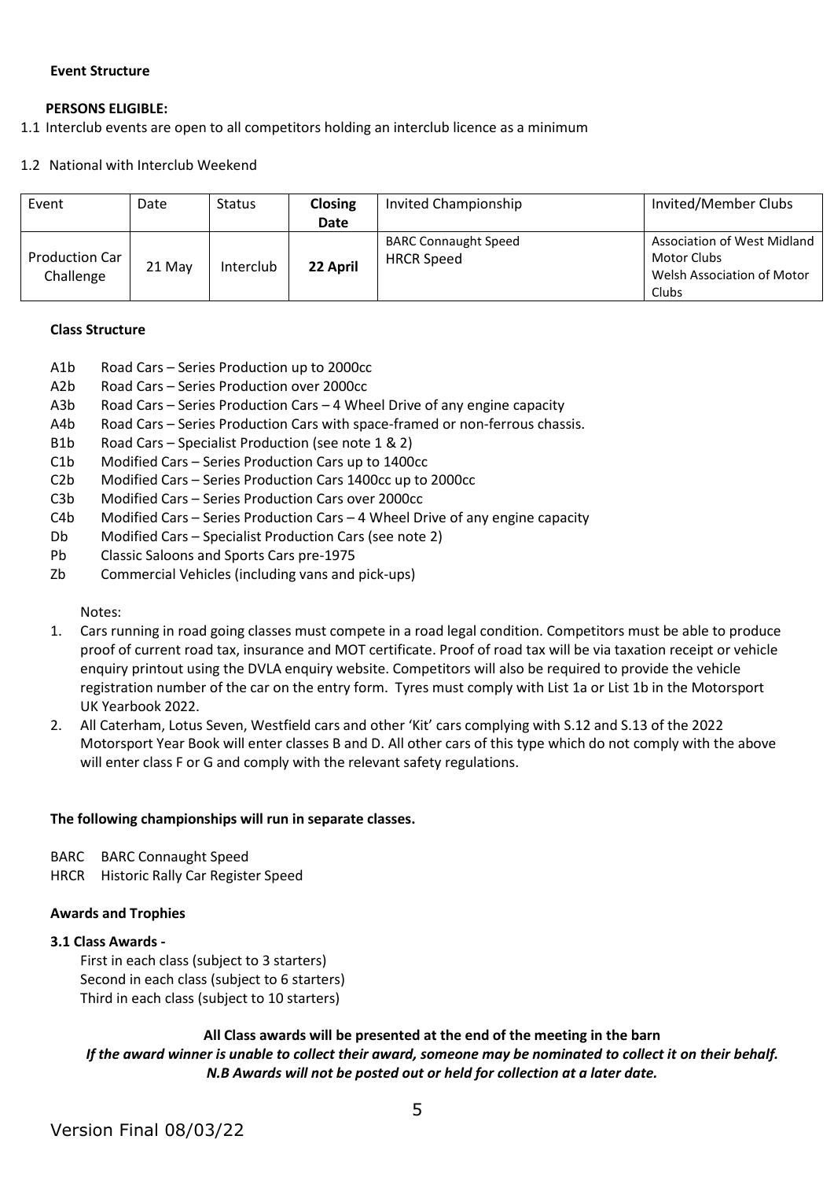**Event Structure**

**PERSONS ELIGIBLE:**

1.1 Interclub events are open to all competitors holding an interclub licence as a minimum

1.2 National with Interclub Weekend

| Event | Date | Status | **Closing Date** | Invited Championship | Invited/Member Clubs |
|---|---|---|---|---|---|
| Production Car Challenge | 21 May | Interclub | **22 April** | BARC Connaught Speed<br>HRCR Speed | Association of West Midland Motor Clubs<br>Welsh Association of Motor Clubs |

**Class Structure**

- A1b Road Cars – Series Production up to 2000cc
- A2b Road Cars – Series Production over 2000cc
- A3b Road Cars – Series Production Cars – 4 Wheel Drive of any engine capacity
- A4b Road Cars – Series Production Cars with space-framed or non-ferrous chassis.
- B1b Road Cars – Specialist Production (see note 1 & 2)
- C1b Modified Cars – Series Production Cars up to 1400cc
- C2b Modified Cars – Series Production Cars 1400cc up to 2000cc
- C3b Modified Cars – Series Production Cars over 2000cc
- C4b Modified Cars – Series Production Cars – 4 Wheel Drive of any engine capacity
- Db Modified Cars – Specialist Production Cars (see note 2)
- Pb Classic Saloons and Sports Cars pre-1975
- Zb Commercial Vehicles (including vans and pick-ups)

Notes:

1. Cars running in road going classes must compete in a road legal condition. Competitors must be able to produce proof of current road tax, insurance and MOT certificate. Proof of road tax will be via taxation receipt or vehicle enquiry printout using the DVLA enquiry website. Competitors will also be required to provide the vehicle registration number of the car on the entry form. Tyres must comply with List 1a or List 1b in the Motorsport UK Yearbook 2022.
2. All Caterham, Lotus Seven, Westfield cars and other 'Kit' cars complying with S.12 and S.13 of the 2022 Motorsport Year Book will enter classes B and D. All other cars of this type which do not comply with the above will enter class F or G and comply with the relevant safety regulations.

**The following championships will run in separate classes.**

- BARC BARC Connaught Speed
- HRCR Historic Rally Car Register Speed

**Awards and Trophies**

**3.1 Class Awards -**

First in each class (subject to 3 starters)
Second in each class (subject to 6 starters)
Third in each class (subject to 10 starters)

**All Class awards will be presented at the end of the meeting in the barn**

***If the award winner is unable to collect their award, someone may be nominated to collect it on their behalf.***

***N.B Awards will not be posted out or held for collection at a later date.***

Version Final 08/03/22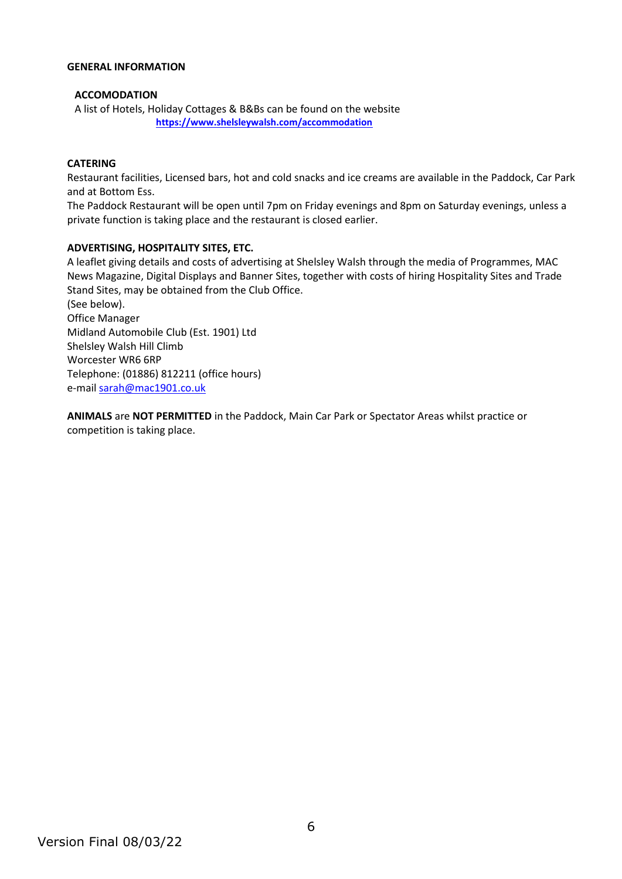## GENERAL INFORMATION

### ACCOMODATION

A list of Hotels, Holiday Cottages & B&Bs can be found on the website
**https://www.shelsleywalsh.com/accommodation**

### CATERING

Restaurant facilities, Licensed bars, hot and cold snacks and ice creams are available in the Paddock, Car Park and at Bottom Ess.

The Paddock Restaurant will be open until 7pm on Friday evenings and 8pm on Saturday evenings, unless a private function is taking place and the restaurant is closed earlier.

### ADVERTISING, HOSPITALITY SITES, ETC.

A leaflet giving details and costs of advertising at Shelsley Walsh through the media of Programmes, MAC News Magazine, Digital Displays and Banner Sites, together with costs of hiring Hospitality Sites and Trade Stand Sites, may be obtained from the Club Office.
(See below).
Office Manager
Midland Automobile Club (Est. 1901) Ltd
Shelsley Walsh Hill Climb
Worcester WR6 6RP
Telephone: (01886) 812211 (office hours)
e-mail sarah@mac1901.co.uk

**ANIMALS** are **NOT PERMITTED** in the Paddock, Main Car Park or Spectator Areas whilst practice or competition is taking place.

Version Final 08/03/22